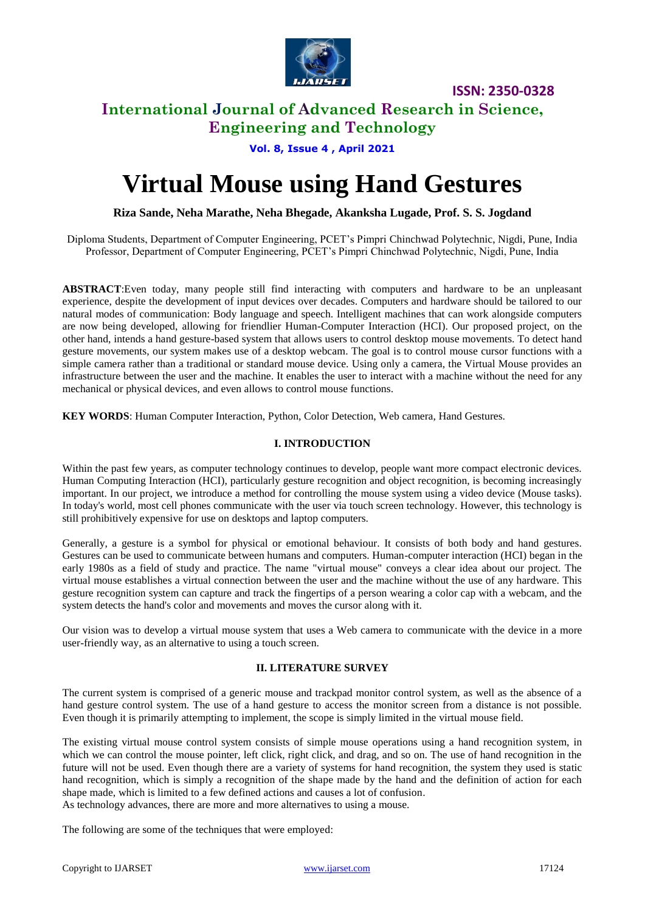# Virtual Mouse using Hand Gestures

**Riza Sande, Neha Marathe, Neha Bhegade, Akanksha Lugade, Prof. S. S. Jogdand**

Diploma Students, Department of Computer Engineering, PCET's Pimpri Chinchwad Polytechnic, Nigdi, Pune, India
Professor, Department of Computer Engineering, PCET's Pimpri Chinchwad Polytechnic, Nigdi, Pune, India

**ABSTRACT**:Even today, many people still find interacting with computers and hardware to be an unpleasant experience, despite the development of input devices over decades. Computers and hardware should be tailored to our natural modes of communication: Body language and speech. Intelligent machines that can work alongside computers are now being developed, allowing for friendlier Human-Computer Interaction (HCI). Our proposed project, on the other hand, intends a hand gesture-based system that allows users to control desktop mouse movements. To detect hand gesture movements, our system makes use of a desktop webcam. The goal is to control mouse cursor functions with a simple camera rather than a traditional or standard mouse device. Using only a camera, the Virtual Mouse provides an infrastructure between the user and the machine. It enables the user to interact with a machine without the need for any mechanical or physical devices, and even allows to control mouse functions.

**KEY WORDS**: Human Computer Interaction, Python, Color Detection, Web camera, Hand Gestures.

## I. INTRODUCTION

Within the past few years, as computer technology continues to develop, people want more compact electronic devices. Human Computing Interaction (HCI), particularly gesture recognition and object recognition, is becoming increasingly important. In our project, we introduce a method for controlling the mouse system using a video device (Mouse tasks). In today's world, most cell phones communicate with the user via touch screen technology. However, this technology is still prohibitively expensive for use on desktops and laptop computers.

Generally, a gesture is a symbol for physical or emotional behaviour. It consists of both body and hand gestures. Gestures can be used to communicate between humans and computers. Human-computer interaction (HCI) began in the early 1980s as a field of study and practice. The name "virtual mouse" conveys a clear idea about our project. The virtual mouse establishes a virtual connection between the user and the machine without the use of any hardware. This gesture recognition system can capture and track the fingertips of a person wearing a color cap with a webcam, and the system detects the hand's color and movements and moves the cursor along with it.

Our vision was to develop a virtual mouse system that uses a Web camera to communicate with the device in a more user-friendly way, as an alternative to using a touch screen.

## II. LITERATURE SURVEY

The current system is comprised of a generic mouse and trackpad monitor control system, as well as the absence of a hand gesture control system. The use of a hand gesture to access the monitor screen from a distance is not possible. Even though it is primarily attempting to implement, the scope is simply limited in the virtual mouse field.

The existing virtual mouse control system consists of simple mouse operations using a hand recognition system, in which we can control the mouse pointer, left click, right click, and drag, and so on. The use of hand recognition in the future will not be used. Even though there are a variety of systems for hand recognition, the system they used is static hand recognition, which is simply a recognition of the shape made by the hand and the definition of action for each shape made, which is limited to a few defined actions and causes a lot of confusion.
As technology advances, there are more and more alternatives to using a mouse.

The following are some of the techniques that were employed: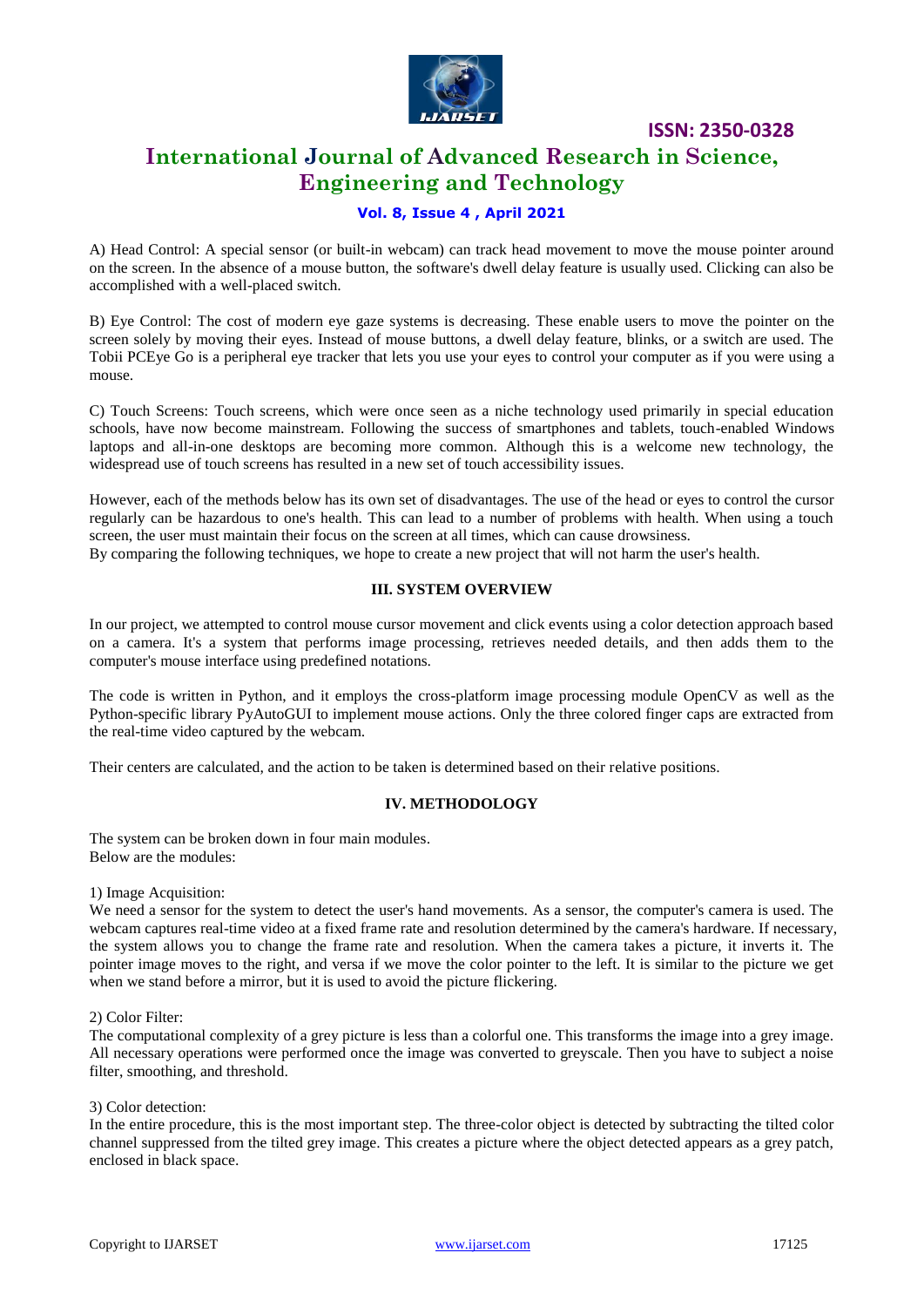A) Head Control: A special sensor (or built-in webcam) can track head movement to move the mouse pointer around on the screen. In the absence of a mouse button, the software's dwell delay feature is usually used. Clicking can also be accomplished with a well-placed switch.

B) Eye Control: The cost of modern eye gaze systems is decreasing. These enable users to move the pointer on the screen solely by moving their eyes. Instead of mouse buttons, a dwell delay feature, blinks, or a switch are used. The Tobii PCEye Go is a peripheral eye tracker that lets you use your eyes to control your computer as if you were using a mouse.

C) Touch Screens: Touch screens, which were once seen as a niche technology used primarily in special education schools, have now become mainstream. Following the success of smartphones and tablets, touch-enabled Windows laptops and all-in-one desktops are becoming more common. Although this is a welcome new technology, the widespread use of touch screens has resulted in a new set of touch accessibility issues.

However, each of the methods below has its own set of disadvantages. The use of the head or eyes to control the cursor regularly can be hazardous to one's health. This can lead to a number of problems with health. When using a touch screen, the user must maintain their focus on the screen at all times, which can cause drowsiness.
By comparing the following techniques, we hope to create a new project that will not harm the user's health.

## III. SYSTEM OVERVIEW

In our project, we attempted to control mouse cursor movement and click events using a color detection approach based on a camera. It's a system that performs image processing, retrieves needed details, and then adds them to the computer's mouse interface using predefined notations.

The code is written in Python, and it employs the cross-platform image processing module OpenCV as well as the Python-specific library PyAutoGUI to implement mouse actions. Only the three colored finger caps are extracted from the real-time video captured by the webcam.

Their centers are calculated, and the action to be taken is determined based on their relative positions.

## IV. METHODOLOGY

The system can be broken down in four main modules.
Below are the modules:

1) Image Acquisition:
We need a sensor for the system to detect the user's hand movements. As a sensor, the computer's camera is used. The webcam captures real-time video at a fixed frame rate and resolution determined by the camera's hardware. If necessary, the system allows you to change the frame rate and resolution. When the camera takes a picture, it inverts it. The pointer image moves to the right, and versa if we move the color pointer to the left. It is similar to the picture we get when we stand before a mirror, but it is used to avoid the picture flickering.

2) Color Filter:
The computational complexity of a grey picture is less than a colorful one. This transforms the image into a grey image. All necessary operations were performed once the image was converted to greyscale. Then you have to subject a noise filter, smoothing, and threshold.

3) Color detection:
In the entire procedure, this is the most important step. The three-color object is detected by subtracting the tilted color channel suppressed from the tilted grey image. This creates a picture where the object detected appears as a grey patch, enclosed in black space.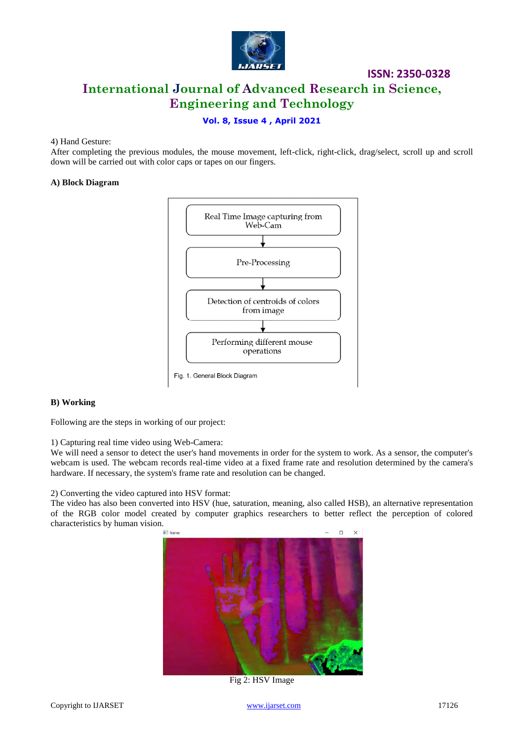4) Hand Gesture:
After completing the previous modules, the mouse movement, left-click, right-click, drag/select, scroll up and scroll down will be carried out with color caps or tapes on our fingers.

**A) Block Diagram**

Real Time Image capturing from Web-Cam

Pre-Processing

Detection of centroids of colors from image

Performing different mouse operations

Fig. 1. General Block Diagram

**B) Working**

Following are the steps in working of our project:

1) Capturing real time video using Web-Camera:
We will need a sensor to detect the user's hand movements in order for the system to work. As a sensor, the computer's webcam is used. The webcam records real-time video at a fixed frame rate and resolution determined by the camera's hardware. If necessary, the system's frame rate and resolution can be changed.

2) Converting the video captured into HSV format:
The video has also been converted into HSV (hue, saturation, meaning, also called HSB), an alternative representation of the RGB color model created by computer graphics researchers to better reflect the perception of colored characteristics by human vision.

Fig 2: HSV Image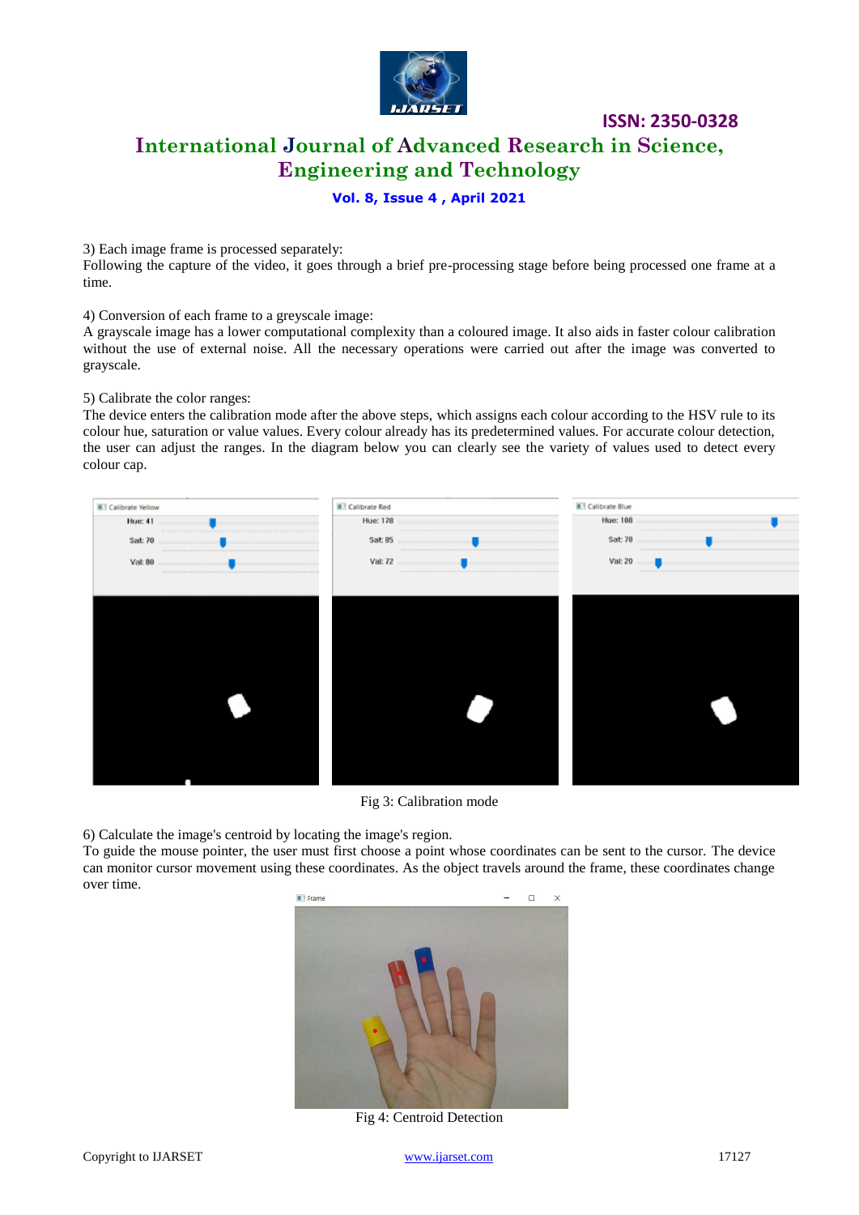3) Each image frame is processed separately:
Following the capture of the video, it goes through a brief pre-processing stage before being processed one frame at a time.

4) Conversion of each frame to a greyscale image:
A grayscale image has a lower computational complexity than a coloured image. It also aids in faster colour calibration without the use of external noise. All the necessary operations were carried out after the image was converted to grayscale.

5) Calibrate the color ranges:
The device enters the calibration mode after the above steps, which assigns each colour according to the HSV rule to its colour hue, saturation or value values. Every colour already has its predetermined values. For accurate colour detection, the user can adjust the ranges. In the diagram below you can clearly see the variety of values used to detect every colour cap.

Fig 3: Calibration mode

6) Calculate the image's centroid by locating the image's region.
To guide the mouse pointer, the user must first choose a point whose coordinates can be sent to the cursor. The device can monitor cursor movement using these coordinates. As the object travels around the frame, these coordinates change over time.

Fig 4: Centroid Detection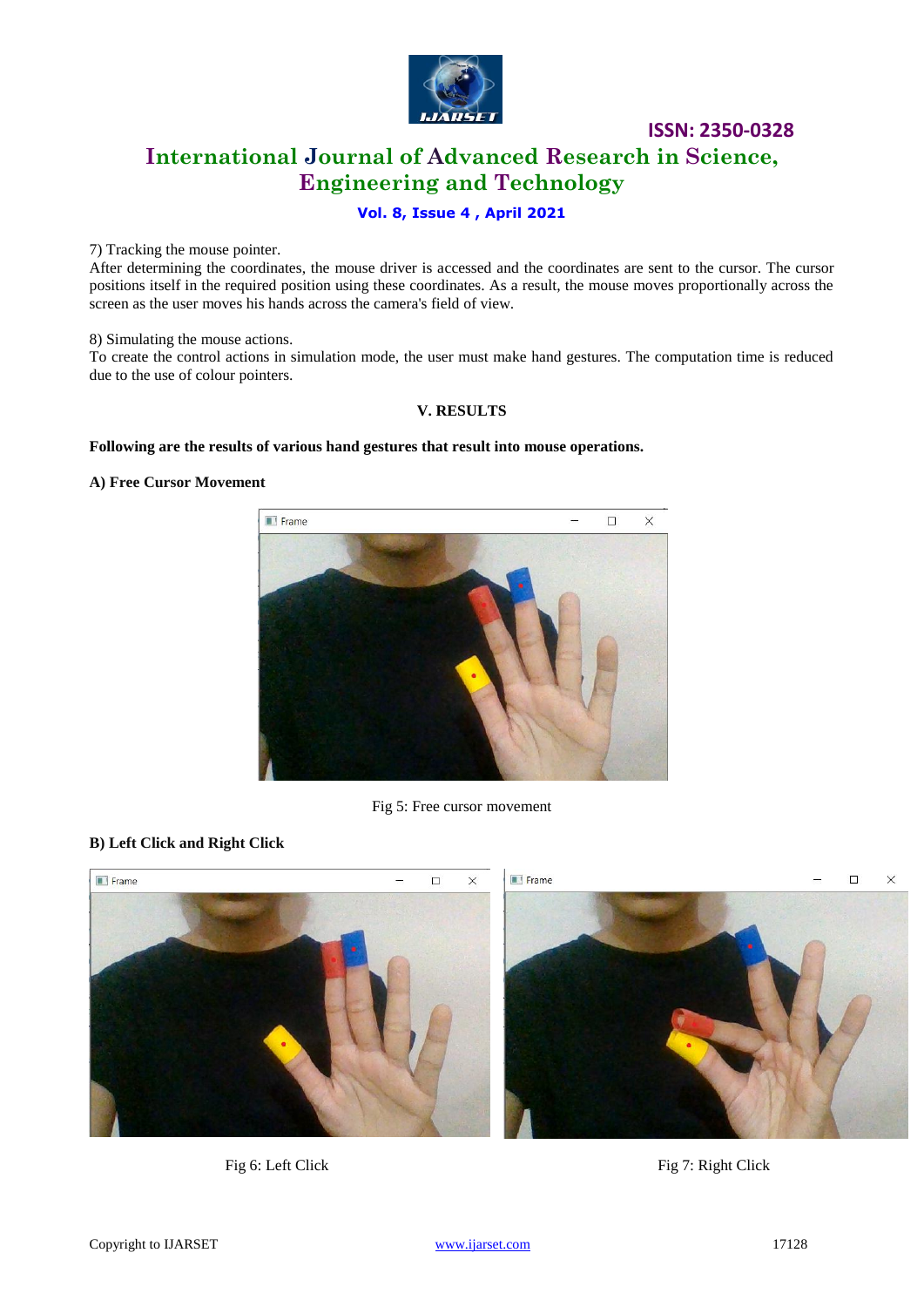7) Tracking the mouse pointer.

After determining the coordinates, the mouse driver is accessed and the coordinates are sent to the cursor. The cursor positions itself in the required position using these coordinates. As a result, the mouse moves proportionally across the screen as the user moves his hands across the camera's field of view.

8) Simulating the mouse actions.

To create the control actions in simulation mode, the user must make hand gestures. The computation time is reduced due to the use of colour pointers.

## V. RESULTS

**Following are the results of various hand gestures that result into mouse operations.**

### A) Free Cursor Movement

Fig 5: Free cursor movement

### B) Left Click and Right Click

Fig 6: Left Click

Fig 7: Right Click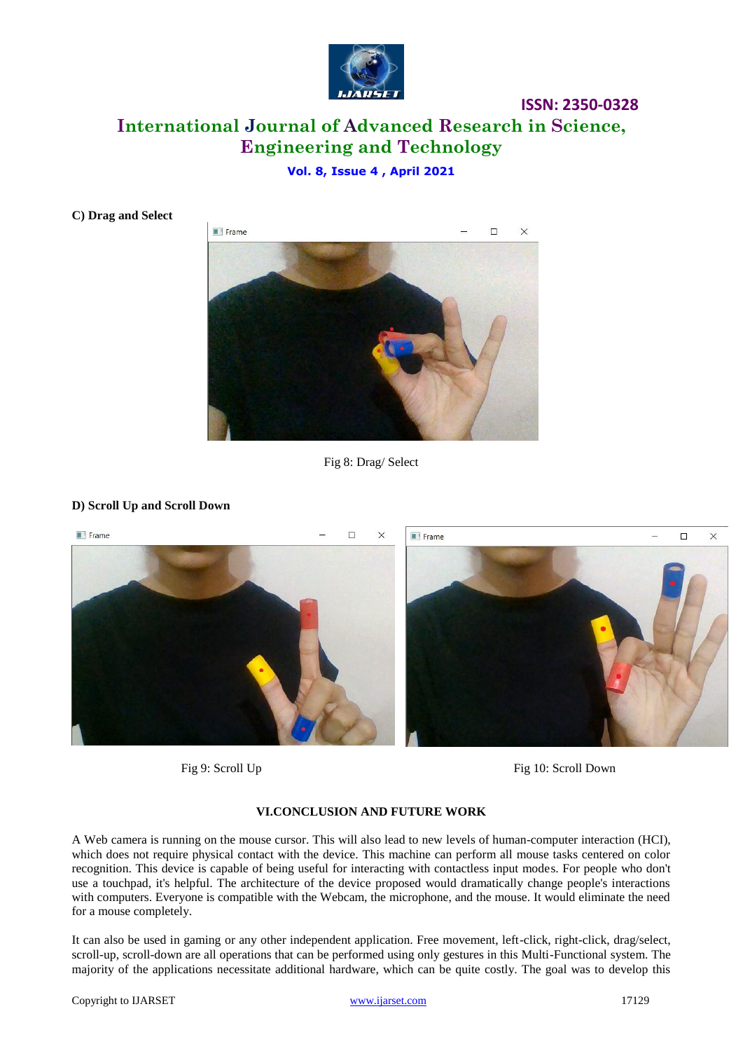**C) Drag and Select**

Fig 8: Drag/ Select

**D) Scroll Up and Scroll Down**

Fig 9: Scroll Up

Fig 10: Scroll Down

## VI.CONCLUSION AND FUTURE WORK

A Web camera is running on the mouse cursor. This will also lead to new levels of human-computer interaction (HCI), which does not require physical contact with the device. This machine can perform all mouse tasks centered on color recognition. This device is capable of being useful for interacting with contactless input modes. For people who don't use a touchpad, it's helpful. The architecture of the device proposed would dramatically change people's interactions with computers. Everyone is compatible with the Webcam, the microphone, and the mouse. It would eliminate the need for a mouse completely.

It can also be used in gaming or any other independent application. Free movement, left-click, right-click, drag/select, scroll-up, scroll-down are all operations that can be performed using only gestures in this Multi-Functional system. The majority of the applications necessitate additional hardware, which can be quite costly. The goal was to develop this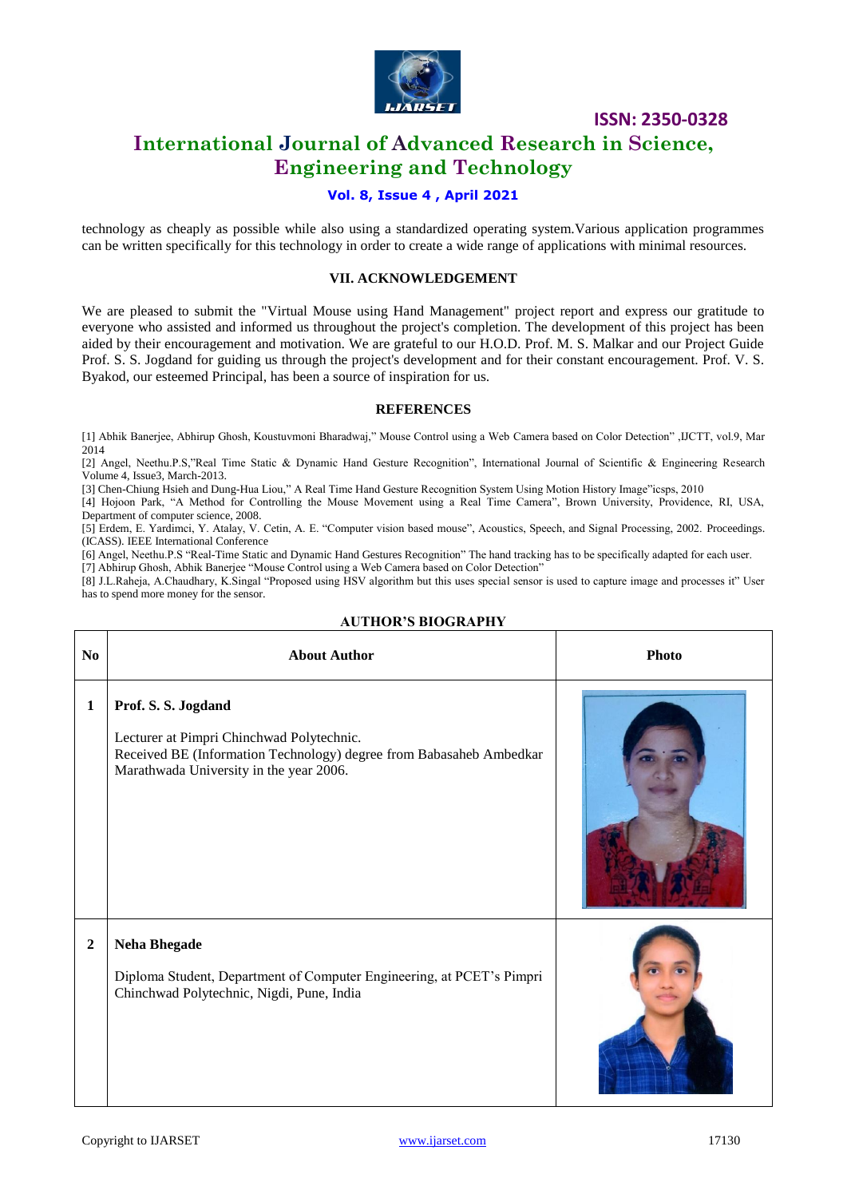technology as cheaply as possible while also using a standardized operating system.Various application programmes can be written specifically for this technology in order to create a wide range of applications with minimal resources.

## VII. ACKNOWLEDGEMENT

We are pleased to submit the "Virtual Mouse using Hand Management" project report and express our gratitude to everyone who assisted and informed us throughout the project's completion. The development of this project has been aided by their encouragement and motivation. We are grateful to our H.O.D. Prof. M. S. Malkar and our Project Guide Prof. S. S. Jogdand for guiding us through the project's development and for their constant encouragement. Prof. V. S. Byakod, our esteemed Principal, has been a source of inspiration for us.

## REFERENCES

[1] Abhik Banerjee, Abhirup Ghosh, Koustuvmoni Bharadwaj," Mouse Control using a Web Camera based on Color Detection" ,IJCTT, vol.9, Mar 2014

[2] Angel, Neethu.P.S,"Real Time Static & Dynamic Hand Gesture Recognition", International Journal of Scientific & Engineering Research Volume 4, Issue3, March-2013.

[3] Chen-Chiung Hsieh and Dung-Hua Liou," A Real Time Hand Gesture Recognition System Using Motion History Image"icsps, 2010

[4] Hojoon Park, "A Method for Controlling the Mouse Movement using a Real Time Camera", Brown University, Providence, RI, USA, Department of computer science, 2008.

[5] Erdem, E. Yardimci, Y. Atalay, V. Cetin, A. E. "Computer vision based mouse", Acoustics, Speech, and Signal Processing, 2002. Proceedings. (ICASS). IEEE International Conference

[6] Angel, Neethu.P.S "Real-Time Static and Dynamic Hand Gestures Recognition" The hand tracking has to be specifically adapted for each user.

[7] Abhirup Ghosh, Abhik Banerjee "Mouse Control using a Web Camera based on Color Detection"

[8] J.L.Raheja, A.Chaudhary, K.Singal "Proposed using HSV algorithm but this uses special sensor is used to capture image and processes it" User has to spend more money for the sensor.

## AUTHOR'S BIOGRAPHY

| No | About Author | Photo |
|---|---|---|
| 1 | **Prof. S. S. Jogdand**<br><br>Lecturer at Pimpri Chinchwad Polytechnic.<br>Received BE (Information Technology) degree from Babasaheb Ambedkar Marathwada University in the year 2006. | |
| 2 | **Neha Bhegade**<br><br>Diploma Student, Department of Computer Engineering, at PCET's Pimpri Chinchwad Polytechnic, Nigdi, Pune, India | |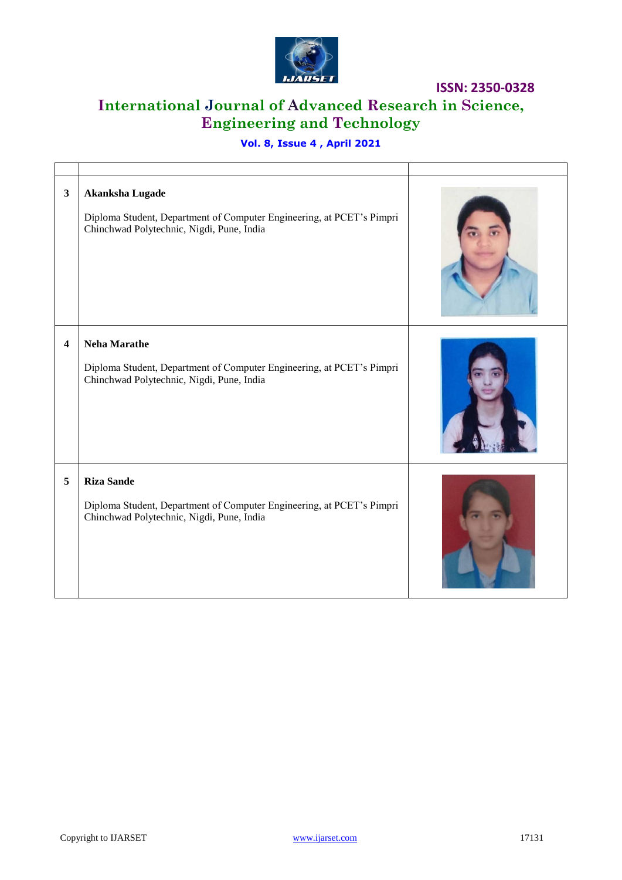| | | |
|---|---|---|
| 3 | **Akanksha Lugade**<br><br>Diploma Student, Department of Computer Engineering, at PCET's Pimpri Chinchwad Polytechnic, Nigdi, Pune, India | |
| 4 | **Neha Marathe**<br><br>Diploma Student, Department of Computer Engineering, at PCET's Pimpri Chinchwad Polytechnic, Nigdi, Pune, India | |
| 5 | **Riza Sande**<br><br>Diploma Student, Department of Computer Engineering, at PCET's Pimpri Chinchwad Polytechnic, Nigdi, Pune, India | |